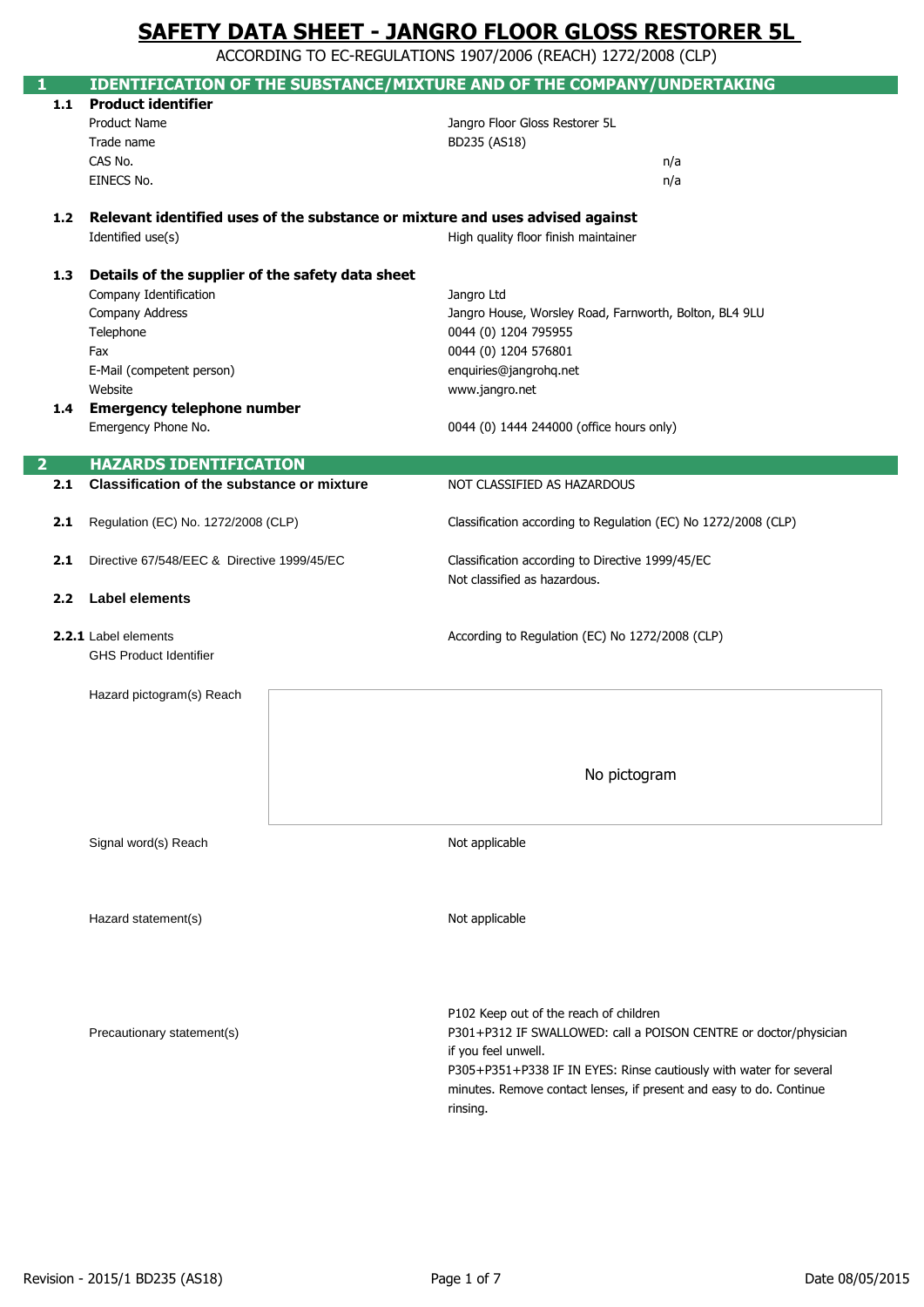# SAFETY DATA SHEET - JANGRO FLOOR GLOSS RESTORER 5L

ACCORDING TO EC-REGULATIONS 1907/2006 (REACH) 1272/2008 (CLP)

## 1 IDENTIFICATION OF THE SUBSTANCE/MIXTURE AND OF THE COMPANY/UNDERTAKING

### 1.1 Product identifier

| | |
|---|---|
| Product Name | Jangro Floor Gloss Restorer 5L |
| Trade name | BD235 (AS18) |
| CAS No. | n/a |
| EINECS No. | n/a |

### 1.2 Relevant identified uses of the substance or mixture and uses advised against

| | |
|---|---|
| Identified use(s) | High quality floor finish maintainer |

### 1.3 Details of the supplier of the safety data sheet

| | |
|---|---|
| Company Identification | Jangro Ltd |
| Company Address | Jangro House, Worsley Road, Farnworth, Bolton, BL4 9LU |
| Telephone | 0044 (0) 1204 795955 |
| Fax | 0044 (0) 1204 576801 |
| E-Mail (competent person) | enquiries@jangrohq.net |
| Website | www.jangro.net |

### 1.4 Emergency telephone number

| | |
|---|---|
| Emergency Phone No. | 0044 (0) 1444 244000 (office hours only) |

## 2 HAZARDS IDENTIFICATION

**2.1 Classification of the substance or mixture** — NOT CLASSIFIED AS HAZARDOUS

**2.1** Regulation (EC) No. 1272/2008 (CLP) — Classification according to Regulation (EC) No 1272/2008 (CLP)

**2.1** Directive 67/548/EEC & Directive 1999/45/EC — Classification according to Directive 1999/45/EC
Not classified as hazardous.

### 2.2 Label elements

**2.2.1** Label elements — According to Regulation (EC) No 1272/2008 (CLP)

GHS Product Identifier

Hazard pictogram(s) Reach — No pictogram

Signal word(s) Reach — Not applicable

Hazard statement(s) — Not applicable

Precautionary statement(s) —
P102 Keep out of the reach of children
P301+P312 IF SWALLOWED: call a POISON CENTRE or doctor/physician if you feel unwell.
P305+P351+P338 IN EYES: Rinse cautiously with water for several minutes. Remove contact lenses, if present and easy to do. Continue rinsing.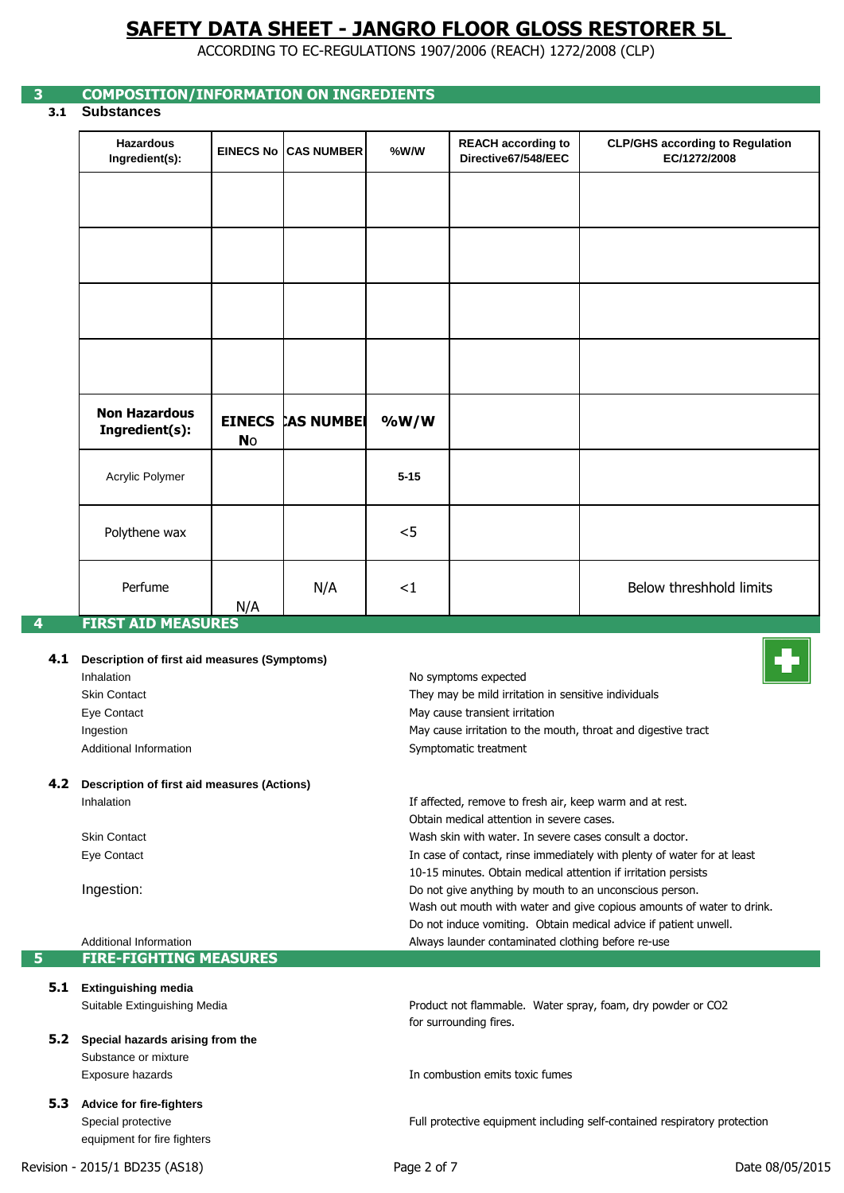# SAFETY DATA SHEET - JANGRO FLOOR GLOSS RESTORER 5L

ACCORDING TO EC-REGULATIONS 1907/2006 (REACH) 1272/2008 (CLP)

## 3 COMPOSITION/INFORMATION ON INGREDIENTS

### 3.1 Substances

| Hazardous Ingredient(s): | EINECS No | CAS NUMBER | %W/W | REACH according to Directive67/548/EEC | CLP/GHS according to Regulation EC/1272/2008 |
|---|---|---|---|---|---|
| | | | | | |
| | | | | | |
| | | | | | |
| | | | | | |
| **Non Hazardous Ingredient(s):** | **EINECS No** | **CAS NUMBER** | **%W/W** | | |
| Acrylic Polymer | | | **5-15** | | |
| Polythene wax | | | <5 | | |
| Perfume | N/A | N/A | <1 | | Below threshhold limits |

## 4 FIRST AID MEASURES

### 4.1 Description of first aid measures (Symptoms)

| | |
|---|---|
| Inhalation | No symptoms expected |
| Skin Contact | They may be mild irritation in sensitive individuals |
| Eye Contact | May cause transient irritation |
| Ingestion | May cause irritation to the mouth, throat and digestive tract |
| Additional Information | Symptomatic treatment |

### 4.2 Description of first aid measures (Actions)

| | |
|---|---|
| Inhalation | If affected, remove to fresh air, keep warm and at rest. Obtain medical attention in severe cases. |
| Skin Contact | Wash skin with water. In severe cases consult a doctor. |
| Eye Contact | In case of contact, rinse immediately with plenty of water for at least 10-15 minutes. Obtain medical attention if irritation persists |
| Ingestion: | Do not give anything by mouth to an unconscious person. Wash out mouth with water and give copious amounts of water to drink. Do not induce vomiting. Obtain medical advice if patient unwell. |
| Additional Information | Always launder contaminated clothing before re-use |

## 5 FIRE-FIGHTING MEASURES

### 5.1 Extinguishing media

| | |
|---|---|
| Suitable Extinguishing Media | Product not flammable. Water spray, foam, dry powder or $CO_2$ for surrounding fires. |

### 5.2 Special hazards arising from the Substance or mixture

| | |
|---|---|
| Exposure hazards | In combustion emits toxic fumes |

### 5.3 Advice for fire-fighters

| | |
|---|---|
| Special protective equipment for fire fighters | Full protective equipment including self-contained respiratory protection |

Revision - 2015/1 BD235 (AS18) Date 08/05/2015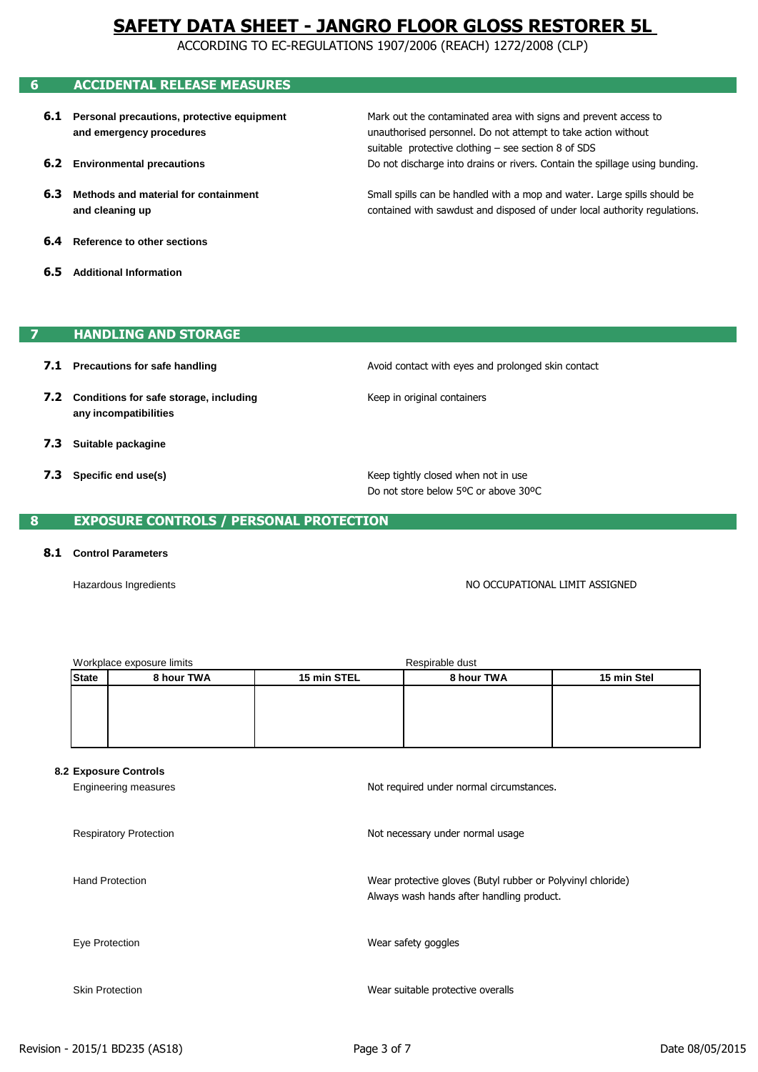# SAFETY DATA SHEET - JANGRO FLOOR GLOSS RESTORER 5L

ACCORDING TO EC-REGULATIONS 1907/2006 (REACH) 1272/2008 (CLP)

## 6 ACCIDENTAL RELEASE MEASURES

**6.1 Personal precautions, protective equipment and emergency procedures**

Mark out the contaminated area with signs and prevent access to unauthorised personnel. Do not attempt to take action without suitable protective clothing – see section 8 of SDS

**6.2 Environmental precautions**

Do not discharge into drains or rivers. Contain the spillage using bunding.

**6.3 Methods and material for containment and cleaning up**

Small spills can be handled with a mop and water. Large spills should be contained with sawdust and disposed of under local authority regulations.

**6.4 Reference to other sections**

**6.5 Additional Information**

## 7 HANDLING AND STORAGE

**7.1 Precautions for safe handling**

Avoid contact with eyes and prolonged skin contact

**7.2 Conditions for safe storage, including any incompatibilities**

Keep in original containers

**7.3 Suitable packagine**

**7.3 Specific end use(s)**

Keep tightly closed when not in use
Do not store below 5ºC or above 30ºC

## 8 EXPOSURE CONTROLS / PERSONAL PROTECTION

**8.1 Control Parameters**

Hazardous Ingredients — NO OCCUPATIONAL LIMIT ASSIGNED

| Workplace exposure limits | | | Respirable dust | |
|---|---|---|---|---|
| **State** | **8 hour TWA** | **15 min STEL** | **8 hour TWA** | **15 min Stel** |
| | | | | |

**8.2 Exposure Controls**

Engineering measures — Not required under normal circumstances.

Respiratory Protection — Not necessary under normal usage

Hand Protection — Wear protective gloves (Butyl rubber or Polyvinyl chloride)
Always wash hands after handling product.

Eye Protection — Wear safety goggles

Skin Protection — Wear suitable protective overalls

Revision - 2015/1 BD235 (AS18) — Date 08/05/2015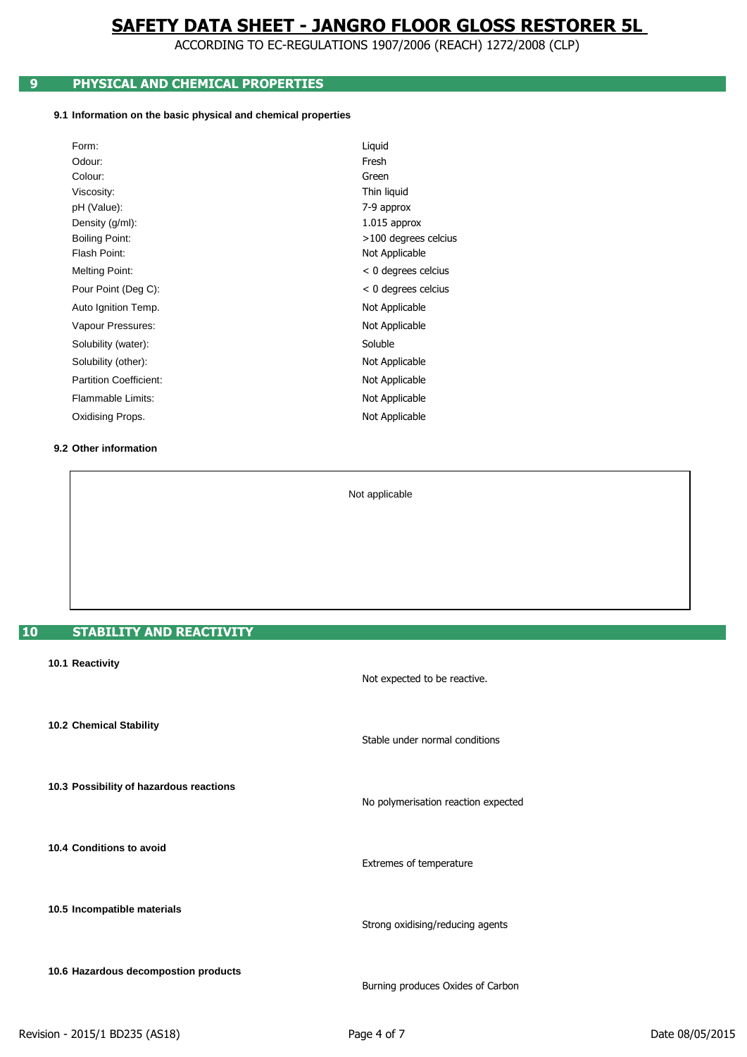# SAFETY DATA SHEET - JANGRO FLOOR GLOSS RESTORER 5L

ACCORDING TO EC-REGULATIONS 1907/2006 (REACH) 1272/2008 (CLP)

## 9 PHYSICAL AND CHEMICAL PROPERTIES

### 9.1 Information on the basic physical and chemical properties

| Property | Value |
|---|---|
| Form: | Liquid |
| Odour: | Fresh |
| Colour: | Green |
| Viscosity: | Thin liquid |
| pH (Value): | 7-9 approx |
| Density (g/ml): | 1.015 approx |
| Boiling Point: | >100 degrees celcius |
| Flash Point: | Not Applicable |
| Melting Point: | < 0 degrees celcius |
| Pour Point (Deg C): | < 0 degrees celcius |
| Auto Ignition Temp. | Not Applicable |
| Vapour Pressures: | Not Applicable |
| Solubility (water): | Soluble |
| Solubility (other): | Not Applicable |
| Partition Coefficient: | Not Applicable |
| Flammable Limits: | Not Applicable |
| Oxidising Props. | Not Applicable |

### 9.2 Other information

Not applicable

## 10 STABILITY AND REACTIVITY

**10.1 Reactivity**

Not expected to be reactive.

**10.2 Chemical Stability**

Stable under normal conditions

**10.3 Possibility of hazardous reactions**

No polymerisation reaction expected

**10.4 Conditions to avoid**

Extremes of temperature

**10.5 Incompatible materials**

Strong oxidising/reducing agents

**10.6 Hazardous decompostion products**

Burning produces Oxides of Carbon

Revision - 2015/1 BD235 (AS18) Date 08/05/2015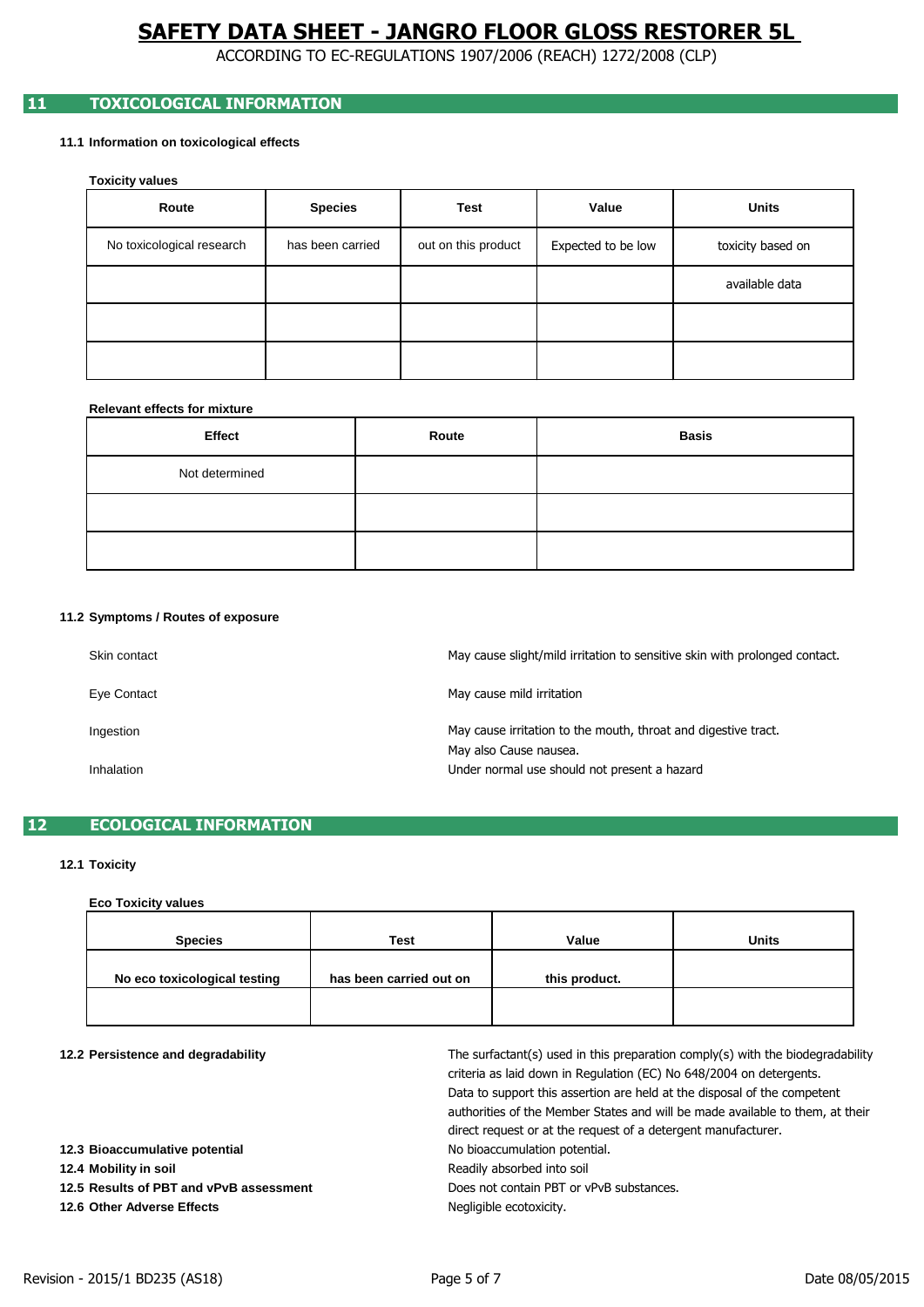# SAFETY DATA SHEET - JANGRO FLOOR GLOSS RESTORER 5L

ACCORDING TO EC-REGULATIONS 1907/2006 (REACH) 1272/2008 (CLP)

## 11 TOXICOLOGICAL INFORMATION

### 11.1 Information on toxicological effects

**Toxicity values**

| Route | Species | Test | Value | Units |
|---|---|---|---|---|
| No toxicological research | has been carried | out on this product | Expected to be low | toxicity based on |
| | | | | available data |
| | | | | |
| | | | | |

**Relevant effects for mixture**

| Effect | Route | Basis |
|---|---|---|
| Not determined | | |
| | | |
| | | |

### 11.2 Symptoms / Routes of exposure

| | |
|---|---|
| Skin contact | May cause slight/mild irritation to sensitive skin with prolonged contact. |
| Eye Contact | May cause mild irritation |
| Ingestion | May cause irritation to the mouth, throat and digestive tract. May also Cause nausea. |
| Inhalation | Under normal use should not present a hazard |

## 12 ECOLOGICAL INFORMATION

### 12.1 Toxicity

**Eco Toxicity values**

| Species | Test | Value | Units |
|---|---|---|---|
| **No eco toxicological testing** | **has been carried out on** | **this product.** | |
| | | | |

**12.2 Persistence and degradability**

The surfactant(s) used in this preparation comply(s) with the biodegradability criteria as laid down in Regulation (EC) No 648/2004 on detergents. Data to support this assertion are held at the disposal of the competent authorities of the Member States and will be made available to them, at their direct request or at the request of a detergent manufacturer.

**12.3 Bioaccumulative potential** No bioaccumulation potential.

**12.4 Mobility in soil** Readily absorbed into soil

**12.5 Results of PBT and vPvB assessment** Does not contain PBT or vPvB substances.

**12.6 Other Adverse Effects** Negligible ecotoxicity.

Revision - 2015/1 BD235 (AS18) Date 08/05/2015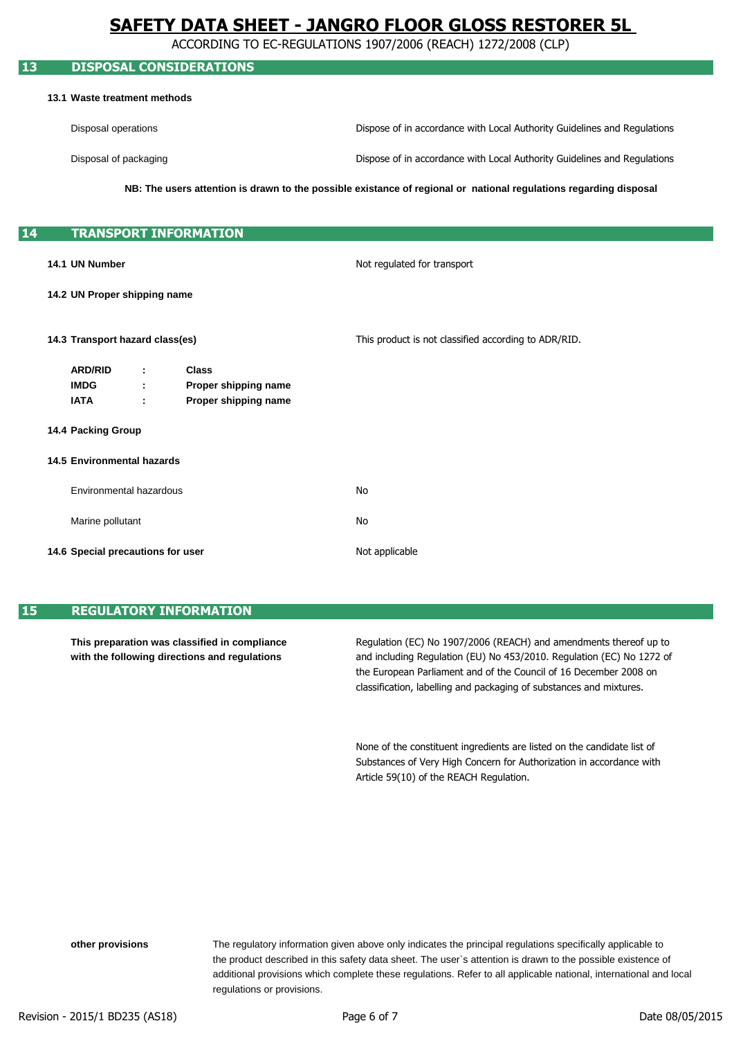# SAFETY DATA SHEET - JANGRO FLOOR GLOSS RESTORER 5L

ACCORDING TO EC-REGULATIONS 1907/2006 (REACH) 1272/2008 (CLP)

## 13 DISPOSAL CONSIDERATIONS

**13.1 Waste treatment methods**

| | |
|---|---|
| Disposal operations | Dispose of in accordance with Local Authority Guidelines and Regulations |
| Disposal of packaging | Dispose of in accordance with Local Authority Guidelines and Regulations |

**NB: The users attention is drawn to the possible existance of regional or national regulations regarding disposal**

## 14 TRANSPORT INFORMATION

**14.1 UN Number** — Not regulated for transport

**14.2 UN Proper shipping name**

**14.3 Transport hazard class(es)** — This product is not classified according to ADR/RID.

| | | |
|---|---|---|
| **ARD/RID** | : | **Class** |
| **IMDG** | : | **Proper shipping name** |
| **IATA** | : | **Proper shipping name** |

**14.4 Packing Group**

**14.5 Environmental hazards**

| | |
|---|---|
| Environmental hazardous | No |
| Marine pollutant | No |

**14.6 Special precautions for user** — Not applicable

## 15 REGULATORY INFORMATION

**This preparation was classified in compliance with the following directions and regulations**

Regulation (EC) No 1907/2006 (REACH) and amendments thereof up to and including Regulation (EU) No 453/2010. Regulation (EC) No 1272 of the European Parliament and of the Council of 16 December 2008 on classification, labelling and packaging of substances and mixtures.

None of the constituent ingredients are listed on the candidate list of Substances of Very High Concern for Authorization in accordance with Article 59(10) of the REACH Regulation.

**other provisions**

The regulatory information given above only indicates the principal regulations specifically applicable to the product described in this safety data sheet. The user`s attention is drawn to the possible existence of additional provisions which complete these regulations. Refer to all applicable national, international and local regulations or provisions.

Revision - 2015/1 BD235 (AS18) — Date 08/05/2015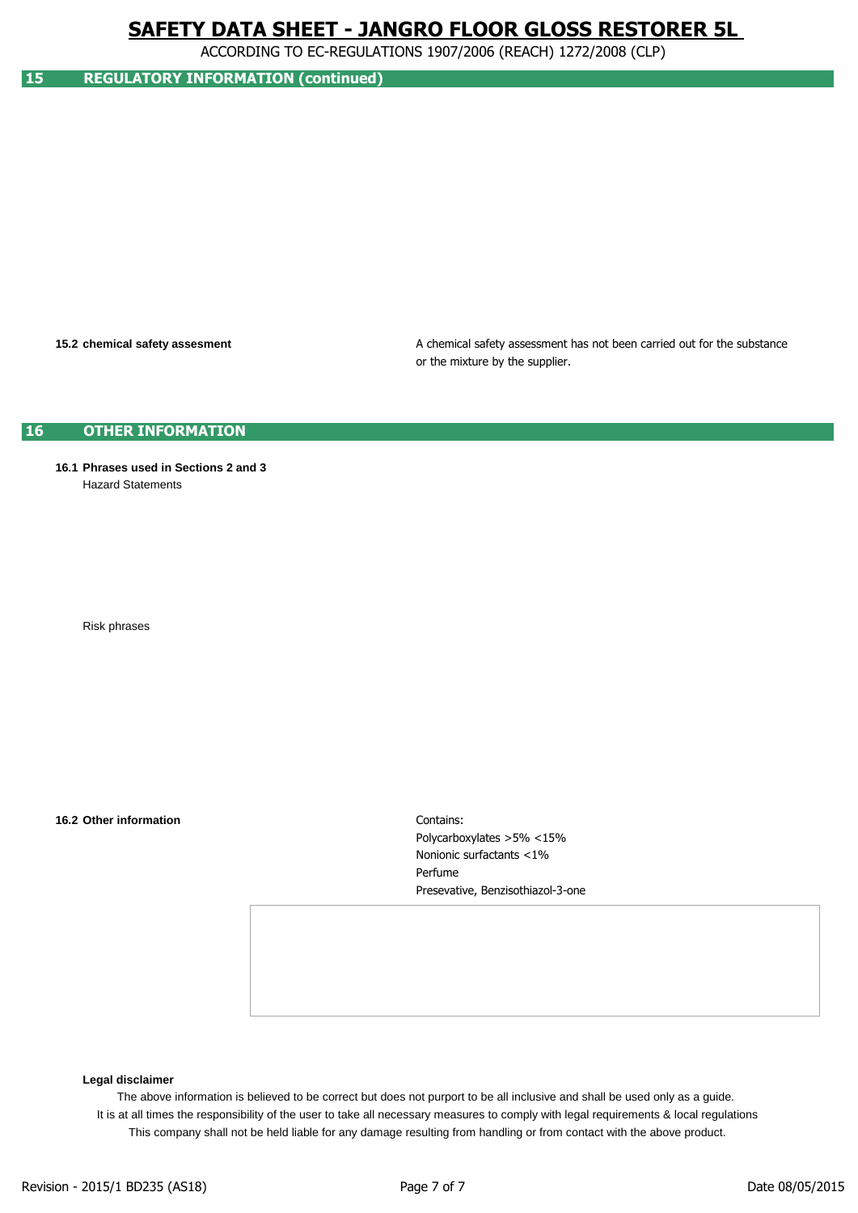## 15 REGULATORY INFORMATION (continued)

**15.2 chemical safety assesment**

A chemical safety assessment has not been carried out for the substance or the mixture by the supplier.

## 16 OTHER INFORMATION

**16.1 Phrases used in Sections 2 and 3**

Hazard Statements

Risk phrases

**16.2 Other information**

Contains:
Polycarboxylates >5% <15%
Nonionic surfactants <1%
Perfume
Presevative, Benzisothiazol-3-one

**Legal disclaimer**

The above information is believed to be correct but does not purport to be all inclusive and shall be used only as a guide.
It is at all times the responsibility of the user to take all necessary measures to comply with legal requirements & local regulations
This company shall not be held liable for any damage resulting from handling or from contact with the above product.

Revision - 2015/1 BD235 (AS18)

Date 08/05/2015